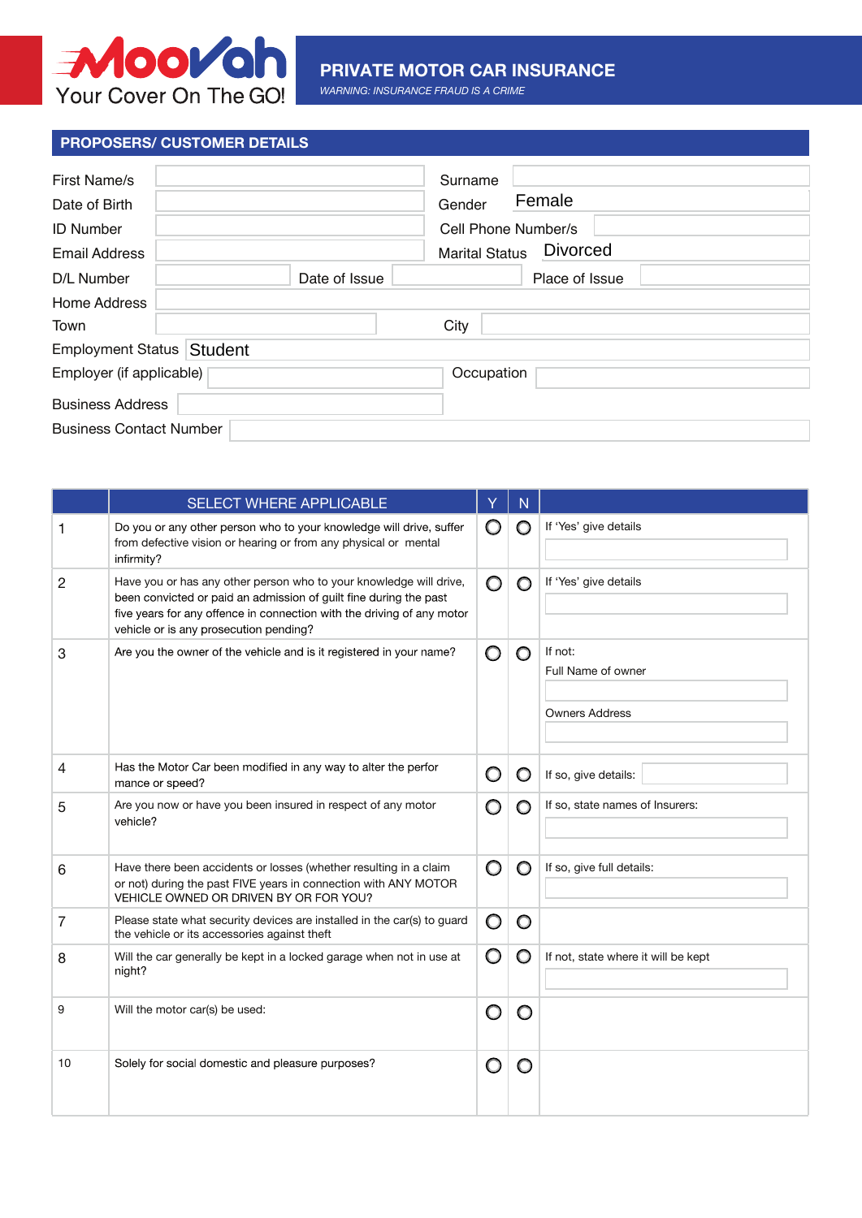# MooVah

Your Cover On The GO!

## PRIVATE MOTOR CAR INSURANCE

*WARNING: INSURANCE FRAUD IS A CRIME*

### PROPOSERS/ CUSTOMER DETAILS

| | | | |
|---|---|---|---|
| First Name/s | | Surname | |
| Date of Birth | | Gender | Female |
| ID Number | | Cell Phone Number/s | |
| Email Address | | Marital Status | Divorced |
| D/L Number | Date of Issue | Place of Issue | |
| Home Address | | | |
| Town | | City | |
| Employment Status | Student | | |
| Employer (if applicable) | | Occupation | |
| Business Address | | | |
| Business Contact Number | | | |

| | SELECT WHERE APPLICABLE | Y | N | |
|---|---|---|---|---|
| 1 | Do you or any other person who to your knowledge will drive, suffer from defective vision or hearing or from any physical or mental infirmity? | ○ | ○ | If 'Yes' give details |
| 2 | Have you or has any other person who to your knowledge will drive, been convicted or paid an admission of guilt fine during the past five years for any offence in connection with the driving of any motor vehicle or is any prosecution pending? | ○ | ○ | If 'Yes' give details |
| 3 | Are you the owner of the vehicle and is it registered in your name? | ○ | ○ | If not: Full Name of owner; Owners Address |
| 4 | Has the Motor Car been modified in any way to alter the perfor mance or speed? | ○ | ○ | If so, give details: |
| 5 | Are you now or have you been insured in respect of any motor vehicle? | ○ | ○ | If so, state names of Insurers: |
| 6 | Have there been accidents or losses (whether resulting in a claim or not) during the past FIVE years in connection with ANY MOTOR VEHICLE OWNED OR DRIVEN BY OR FOR YOU? | ○ | ○ | If so, give full details: |
| 7 | Please state what security devices are installed in the car(s) to guard the vehicle or its accessories against theft | ○ | ○ | |
| 8 | Will the car generally be kept in a locked garage when not in use at night? | ○ | ○ | If not, state where it will be kept |
| 9 | Will the motor car(s) be used: | ○ | ○ | |
| 10 | Solely for social domestic and pleasure purposes? | ○ | ○ | |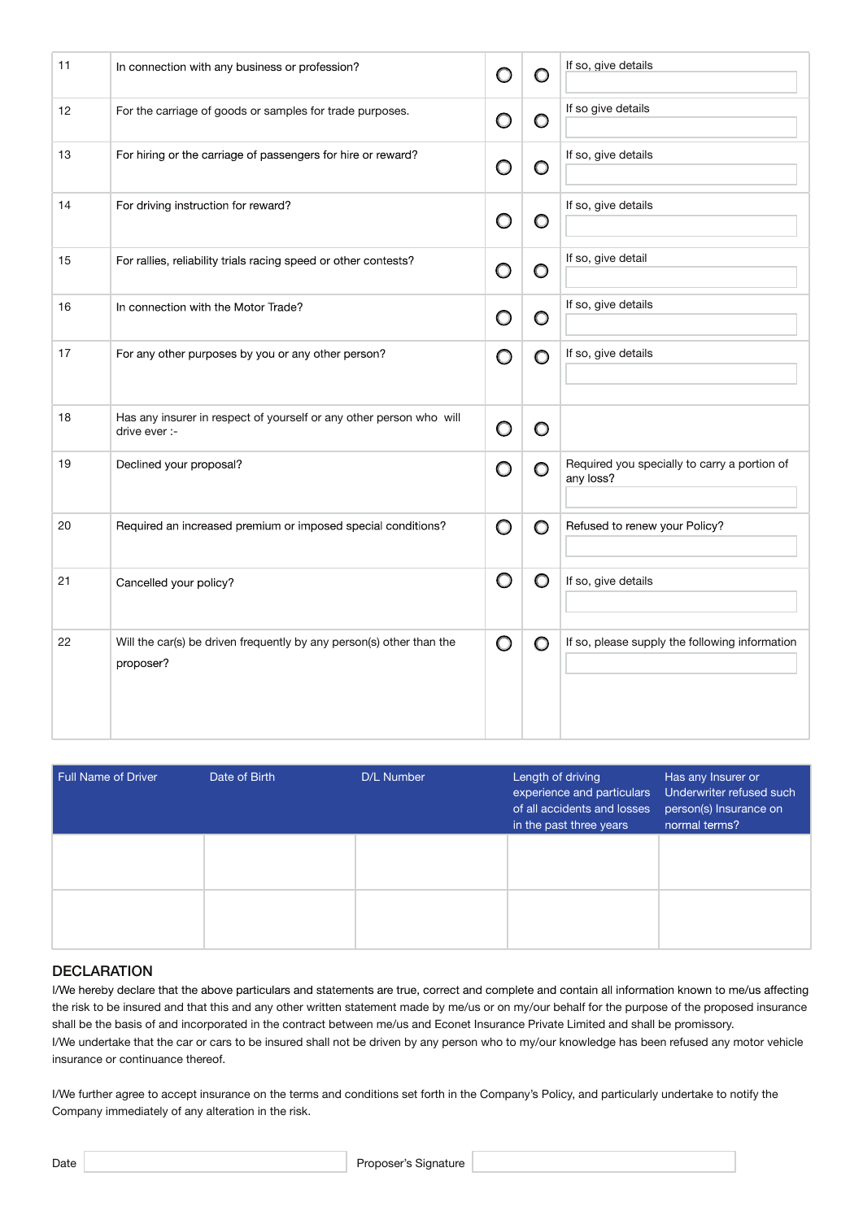| | | | | |
|---|---|---|---|---|
| 11 | In connection with any business or profession? | ○ | ○ | If so, give details |
| 12 | For the carriage of goods or samples for trade purposes. | ○ | ○ | If so give details |
| 13 | For hiring or the carriage of passengers for hire or reward? | ○ | ○ | If so, give details |
| 14 | For driving instruction for reward? | ○ | ○ | If so, give details |
| 15 | For rallies, reliability trials racing speed or other contests? | ○ | ○ | If so, give detail |
| 16 | In connection with the Motor Trade? | ○ | ○ | If so, give details |
| 17 | For any other purposes by you or any other person? | ○ | ○ | If so, give details |
| 18 | Has any insurer in respect of yourself or any other person who will drive ever :- | ○ | ○ | |
| 19 | Declined your proposal? | ○ | ○ | Required you specially to carry a portion of any loss? |
| 20 | Required an increased premium or imposed special conditions? | ○ | ○ | Refused to renew your Policy? |
| 21 | Cancelled your policy? | ○ | ○ | If so, give details |
| 22 | Will the car(s) be driven frequently by any person(s) other than the proposer? | ○ | ○ | If so, please supply the following information |

| Full Name of Driver | Date of Birth | D/L Number | Length of driving experience and particulars of all accidents and losses in the past three years | Has any Insurer or Underwriter refused such person(s) Insurance on normal terms? |
|---|---|---|---|---|
| | | | | |
| | | | | |

## DECLARATION

I/We hereby declare that the above particulars and statements are true, correct and complete and contain all information known to me/us affecting the risk to be insured and that this and any other written statement made by me/us or on my/our behalf for the purpose of the proposed insurance shall be the basis of and incorporated in the contract between me/us and Econet Insurance Private Limited and shall be promissory.
I/We undertake that the car or cars to be insured shall not be driven by any person who to my/our knowledge has been refused any motor vehicle insurance or continuance thereof.

I/We further agree to accept insurance on the terms and conditions set forth in the Company's Policy, and particularly undertake to notify the Company immediately of any alteration in the risk.

Date ____________________ Proposer's Signature ____________________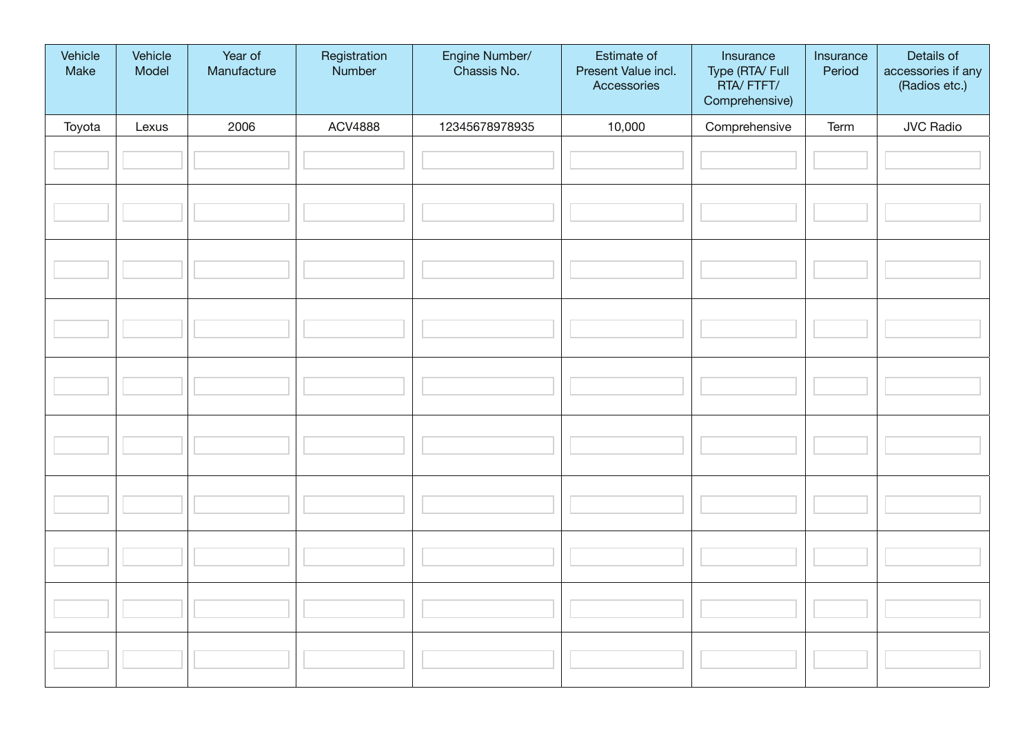| Vehicle Make | Vehicle Model | Year of Manufacture | Registration Number | Engine Number/ Chassis No. | Estimate of Present Value incl. Accessories | Insurance Type (RTA/ Full RTA/ FTFT/ Comprehensive) | Insurance Period | Details of accessories if any (Radios etc.) |
|---|---|---|---|---|---|---|---|---|
| Toyota | Lexus | 2006 | ACV4888 | 12345678978935 | 10,000 | Comprehensive | Term | JVC Radio |
| | | | | | | | | |
| | | | | | | | | |
| | | | | | | | | |
| | | | | | | | | |
| | | | | | | | | |
| | | | | | | | | |
| | | | | | | | | |
| | | | | | | | | |
| | | | | | | | | |
| | | | | | | | | |